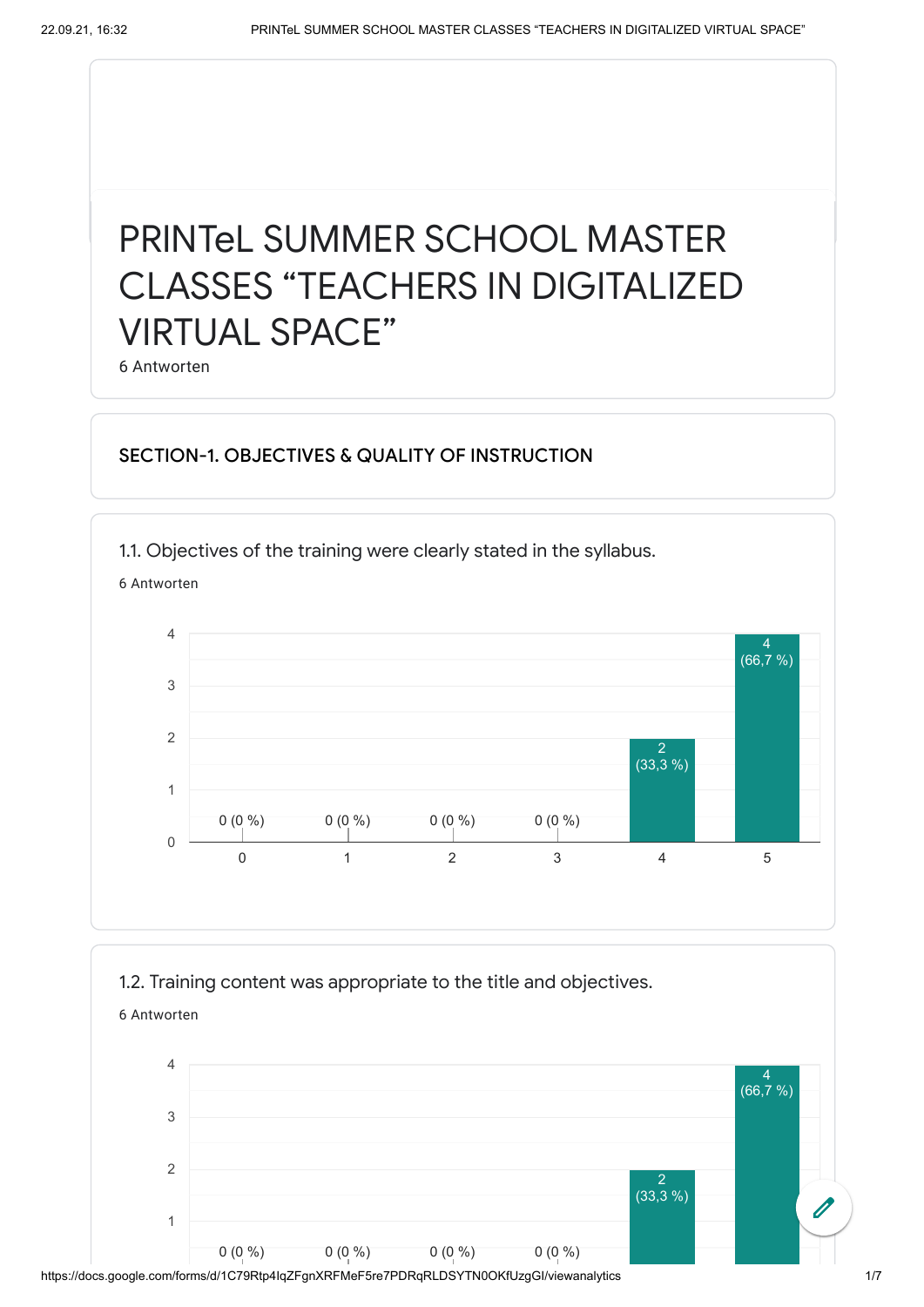# PRINTeL SUMMER SCHOOL MASTER CLASSES "TEACHERS IN DIGITALIZED VIRTUAL SPACE"

6 Antworten

## SECTION-1. OBJECTIVES & QUALITY OF INSTRUCTION

### 1.1. Objectives of the training were clearly stated in the syllabus.

6 Antworten

| Rating | Responses |
|---|---|
| 0 | 0 (0 %) |
| 1 | 0 (0 %) |
| 2 | 0 (0 %) |
| 3 | 0 (0 %) |
| 4 | 2 (33,3 %) |
| 5 | 4 (66,7 %) |

### 1.2. Training content was appropriate to the title and objectives.

6 Antworten

| Rating | Responses |
|---|---|
| 0 | 0 (0 %) |
| 1 | 0 (0 %) |
| 2 | 0 (0 %) |
| 3 | 0 (0 %) |
| 4 | 2 (33,3 %) |
| 5 | 4 (66,7 %) |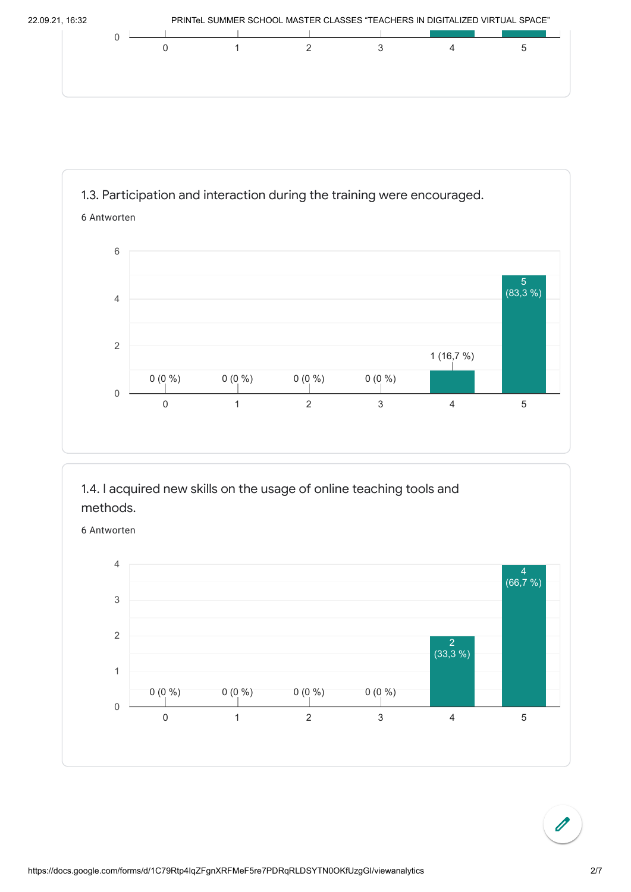### 1.3. Participation and interaction during the training were encouraged.

6 Antworten

| Rating | Responses |
| --- | --- |
| 0 | 0 (0 %) |
| 1 | 0 (0 %) |
| 2 | 0 (0 %) |
| 3 | 0 (0 %) |
| 4 | 1 (16,7 %) |
| 5 | 5 (83,3 %) |

### 1.4. I acquired new skills on the usage of online teaching tools and methods.

6 Antworten

| Rating | Responses |
| --- | --- |
| 0 | 0 (0 %) |
| 1 | 0 (0 %) |
| 2 | 0 (0 %) |
| 3 | 0 (0 %) |
| 4 | 2 (33,3 %) |
| 5 | 4 (66,7 %) |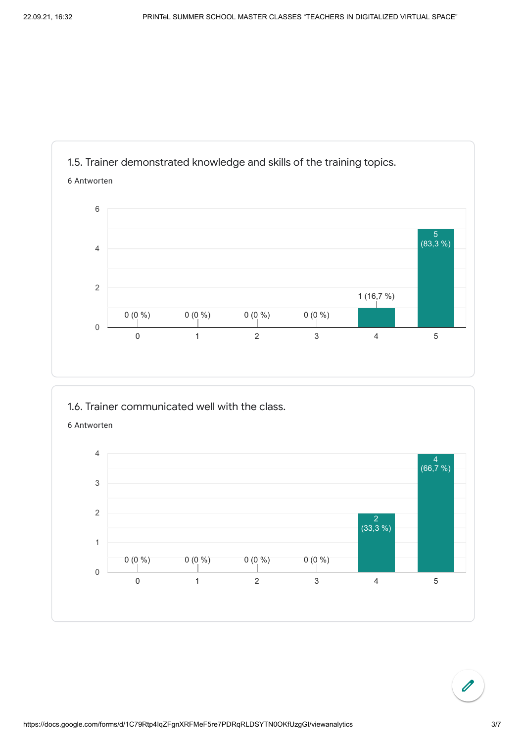### 1.5. Trainer demonstrated knowledge and skills of the training topics.

6 Antworten

| Rating | Responses |
| --- | --- |
| 0 | 0 (0 %) |
| 1 | 0 (0 %) |
| 2 | 0 (0 %) |
| 3 | 0 (0 %) |
| 4 | 1 (16,7 %) |
| 5 | 5 (83,3 %) |

### 1.6. Trainer communicated well with the class.

6 Antworten

| Rating | Responses |
| --- | --- |
| 0 | 0 (0 %) |
| 1 | 0 (0 %) |
| 2 | 0 (0 %) |
| 3 | 0 (0 %) |
| 4 | 2 (33,3 %) |
| 5 | 4 (66,7 %) |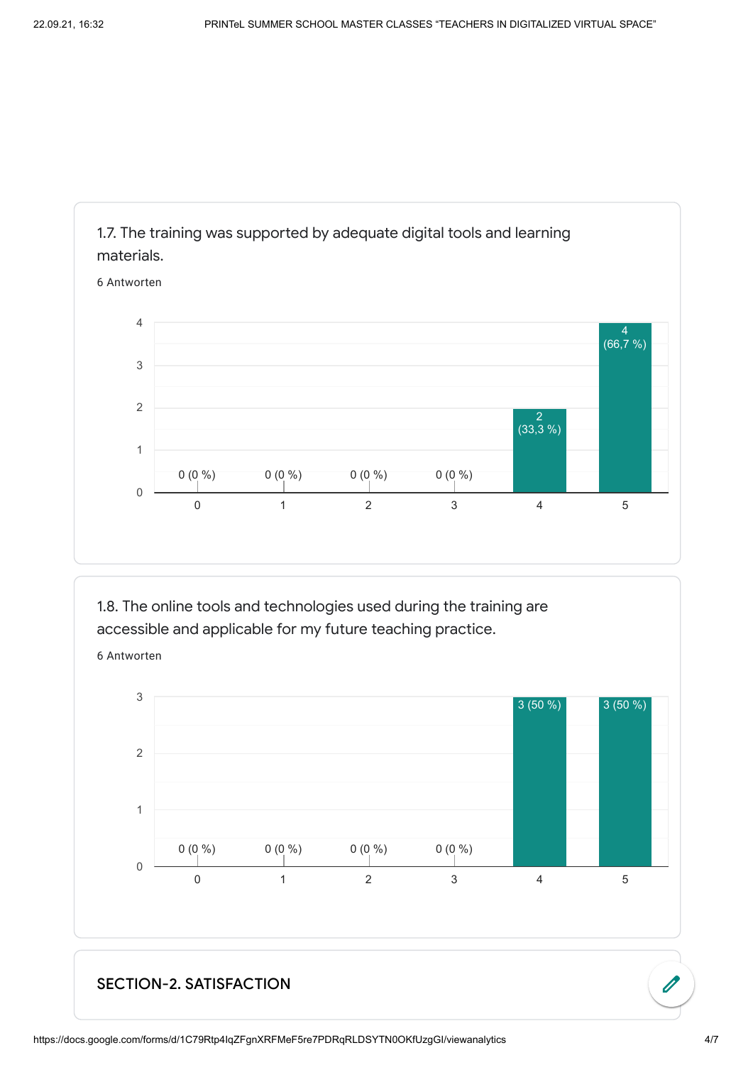1.7. The training was supported by adequate digital tools and learning materials.

6 Antworten

| Rating | Responses |
|---|---|
| 0 | 0 (0 %) |
| 1 | 0 (0 %) |
| 2 | 0 (0 %) |
| 3 | 0 (0 %) |
| 4 | 2 (33,3 %) |
| 5 | 4 (66,7 %) |

1.8. The online tools and technologies used during the training are accessible and applicable for my future teaching practice.

6 Antworten

| Rating | Responses |
|---|---|
| 0 | 0 (0 %) |
| 1 | 0 (0 %) |
| 2 | 0 (0 %) |
| 3 | 0 (0 %) |
| 4 | 3 (50 %) |
| 5 | 3 (50 %) |

## SECTION-2. SATISFACTION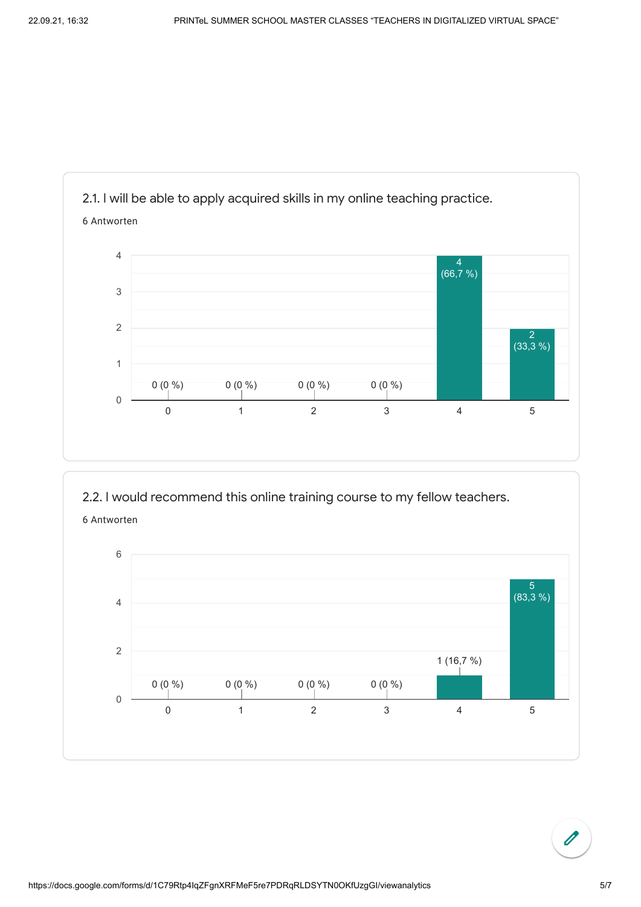## 2.1. I will be able to apply acquired skills in my online teaching practice.

6 Antworten

| Rating | Responses |
|---|---|
| 0 | 0 (0 %) |
| 1 | 0 (0 %) |
| 2 | 0 (0 %) |
| 3 | 0 (0 %) |
| 4 | 4 (66,7 %) |
| 5 | 2 (33,3 %) |

## 2.2. I would recommend this online training course to my fellow teachers.

6 Antworten

| Rating | Responses |
|---|---|
| 0 | 0 (0 %) |
| 1 | 0 (0 %) |
| 2 | 0 (0 %) |
| 3 | 0 (0 %) |
| 4 | 1 (16,7 %) |
| 5 | 5 (83,3 %) |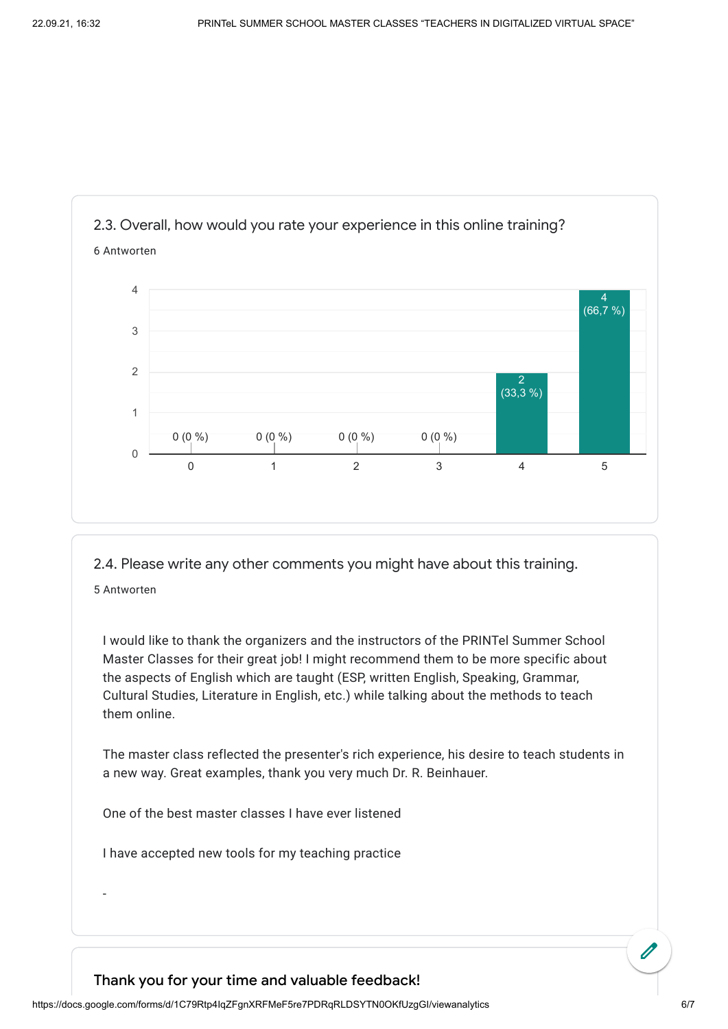## 2.3. Overall, how would you rate your experience in this online training?

6 Antworten

| Rating | Count | Percent |
|---|---|---|
| 0 | 0 | 0 % |
| 1 | 0 | 0 % |
| 2 | 0 | 0 % |
| 3 | 0 | 0 % |
| 4 | 2 | 33,3 % |
| 5 | 4 | 66,7 % |

## 2.4. Please write any other comments you might have about this training.

5 Antworten

I would like to thank the organizers and the instructors of the PRINTel Summer School Master Classes for their great job! I might recommend them to be more specific about the aspects of English which are taught (ESP, written English, Speaking, Grammar, Cultural Studies, Literature in English, etc.) while talking about the methods to teach them online.

The master class reflected the presenter's rich experience, his desire to teach students in a new way. Great examples, thank you very much Dr. R. Beinhauer.

One of the best master classes I have ever listened

I have accepted new tools for my teaching practice

-

**Thank you for your time and valuable feedback!**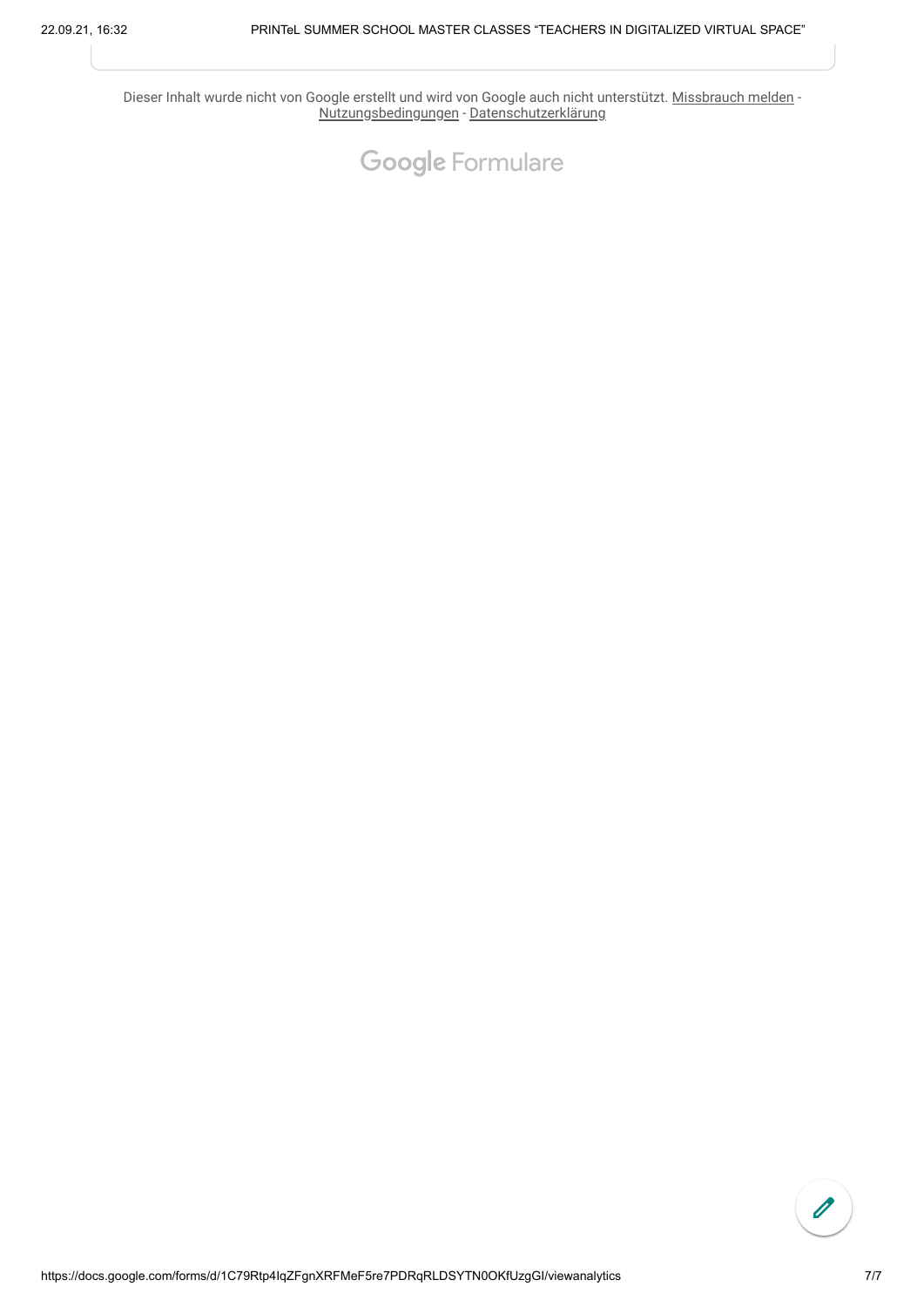Dieser Inhalt wurde nicht von Google erstellt und wird von Google auch nicht unterstützt. Missbrauch melden - Nutzungsbedingungen - Datenschutzerklärung

Google Formulare